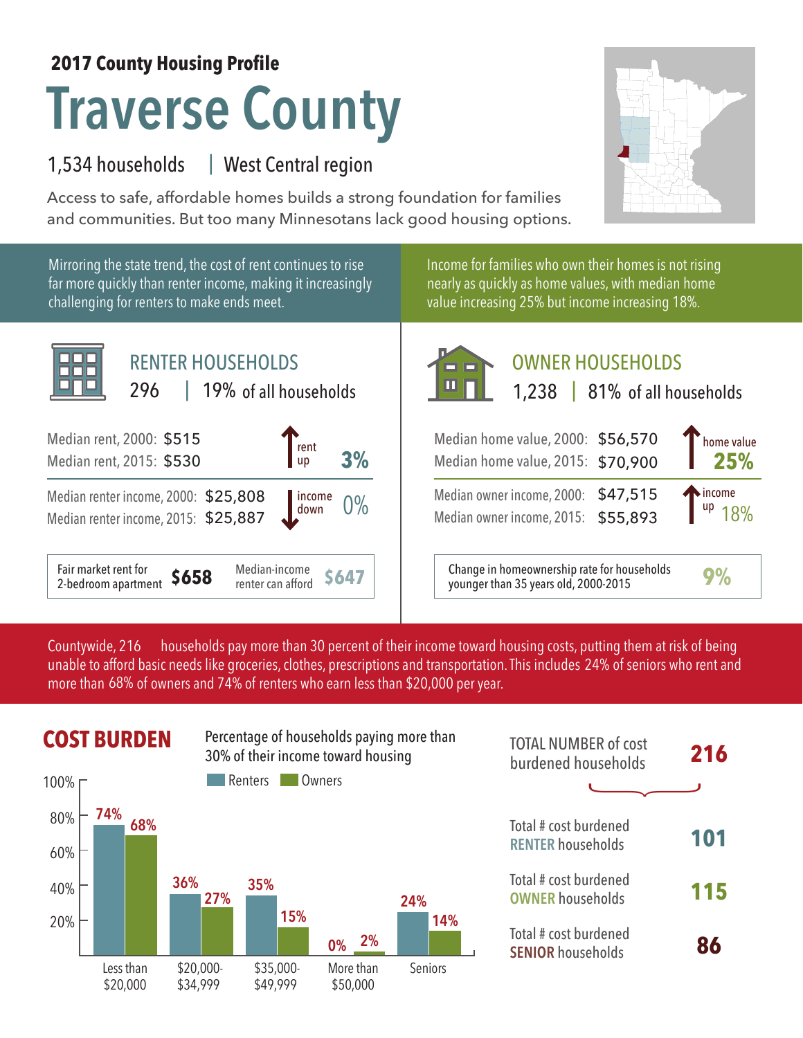**2017 County Housing Profile**

# Traverse County

1,534 households | West Central region

Access to safe, affordable homes builds a strong foundation for families and communities. But too many Minnesotans lack good housing options.

Mirroring the state trend, the cost of rent continues to rise far more quickly than renter income, making it increasingly challenging for renters to make ends meet.

## RENTER HOUSEHOLDS

296 | 19% of all households

| | | |
|---|---|---|
| Median rent, 2000: | $515 | rent up 3% |
| Median rent, 2015: | $530 | |
| Median renter income, 2000: | $25,808 | income down 0% |
| Median renter income, 2015: | $25,887 | |

| Fair market rent for 2-bedroom apartment | $658 | Median-income renter can afford | $647 |
|---|---|---|---|

Income for families who own their homes is not rising nearly as quickly as home values, with median home value increasing 25% but income increasing 18%.

## OWNER HOUSEHOLDS

1,238 | 81% of all households

| | | |
|---|---|---|
| Median home value, 2000: | $56,570 | home value up 25% |
| Median home value, 2015: | $70,900 | |
| Median owner income, 2000: | $47,515 | income up 18% |
| Median owner income, 2015: | $55,893 | |

| Change in homeownership rate for households younger than 35 years old, 2000-2015 | 9% |
|---|---|

Countywide, 216 households pay more than 30 percent of their income toward housing costs, putting them at risk of being unable to afford basic needs like groceries, clothes, prescriptions and transportation. This includes 24% of seniors who rent and more than 68% of owners and 74% of renters who earn less than $20,000 per year.

## COST BURDEN

Percentage of households paying more than 30% of their income toward housing

| | Renters | Owners |
|---|---|---|
| Less than $20,000 | 74% | 68% |
| $20,000-$34,999 | 36% | 27% |
| $35,000-$49,999 | 35% | 15% |
| More than $50,000 | 0% | 2% |
| Seniors | 24% | 14% |

| | |
|---|---|
| TOTAL NUMBER of cost burdened households | 216 |
| Total # cost burdened RENTER households | 101 |
| Total # cost burdened OWNER households | 115 |
| Total # cost burdened SENIOR households | 86 |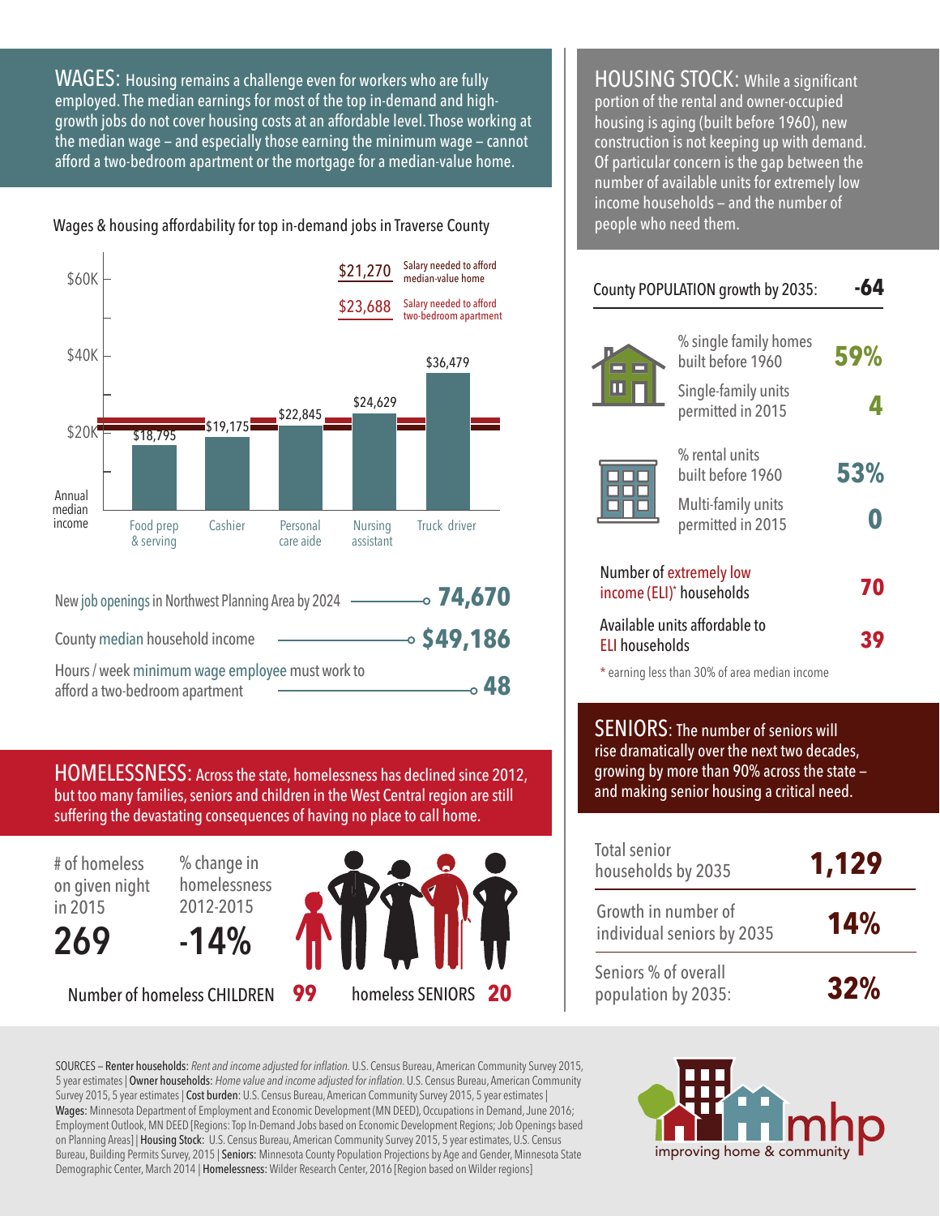## WAGES:

Housing remains a challenge even for workers who are fully employed. The median earnings for most of the top in-demand and high-growth jobs do not cover housing costs at an affordable level. Those working at the median wage – and especially those earning the minimum wage – cannot afford a two-bedroom apartment or the mortgage for a median-value home.

Wages & housing affordability for top in-demand jobs in Traverse County

$60K
$40K
$20K
Annual median income

$21,270 Salary needed to afford median-value home
$23,688 Salary needed to afford two-bedroom apartment

$18,795 Food prep & serving
$19,175 Cashier
$22,845 Personal care aide
$24,629 Nursing assistant
$36,479 Truck driver

New job openings in Northwest Planning Area by 2024 — **74,670**

County median household income — **$49,186**

Hours / week minimum wage employee must work to afford a two-bedroom apartment — **48**

## HOMELESSNESS:

Across the state, homelessness has declined since 2012, but too many families, seniors and children in the West Central region are still suffering the devastating consequences of having no place to call home.

# of homeless on given night in 2015
**269**

% change in homelessness 2012-2015
**-14%**

Number of homeless CHILDREN **99**

homeless SENIORS **20**

## HOUSING STOCK:

While a significant portion of the rental and owner-occupied housing is aging (built before 1960), new construction is not keeping up with demand. Of particular concern is the gap between the number of available units for extremely low income households – and the number of people who need them.

County POPULATION growth by 2035: **-64**

% single family homes built before 1960 **59%**

Single-family units permitted in 2015 **4**

% rental units built before 1960 **53%**

Multi-family units permitted in 2015 **0**

Number of extremely low income (ELI)* households **70**

Available units affordable to ELI households **39**

* earning less than 30% of area median income

## SENIORS:

The number of seniors will rise dramatically over the next two decades, growing by more than 90% across the state – and making senior housing a critical need.

Total senior households by 2035 **1,129**

Growth in number of individual seniors by 2035 **14%**

Seniors % of overall population by 2035: **32%**

SOURCES – **Renter households:** *Rent and income adjusted for inflation.* U.S. Census Bureau, American Community Survey 2015, 5 year estimates | **Owner households:** *Home value and income adjusted for inflation.* U.S. Census Bureau, American Community Survey 2015, 5 year estimates | **Cost burden:** U.S. Census Bureau, American Community Survey 2015, 5 year estimates | **Wages:** Minnesota Department of Employment and Economic Development (MN DEED), Occupations in Demand, June 2016; Employment Outlook, MN DEED [Regions: Top In-Demand Jobs based on Economic Development Regions; Job Openings based on Planning Areas] | **Housing Stock:** U.S. Census Bureau, American Community Survey 2015, 5 year estimates, U.S. Census Bureau, Building Permits Survey, 2015 | **Seniors:** Minnesota County Population Projections by Age and Gender, Minnesota State Demographic Center, March 2014 | **Homelessness:** Wilder Research Center, 2016 [Region based on Wilder regions]

mhp improving home & community